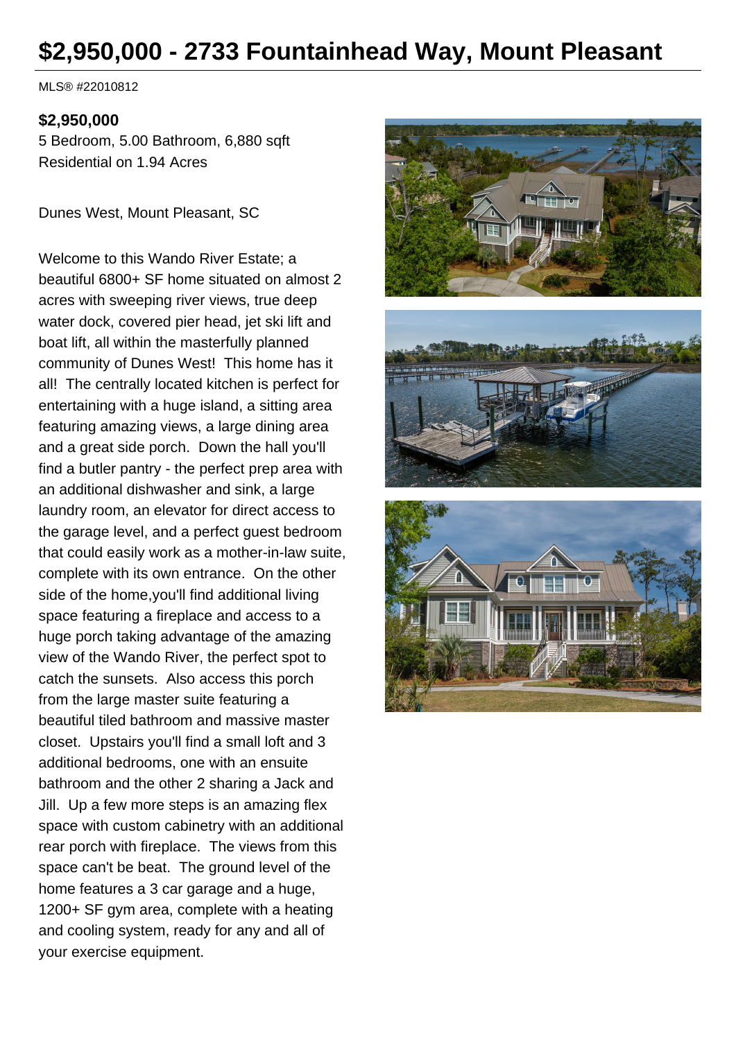# $2,950,000 - 2733 Fountainhead Way, Mount Pleasant

MLS® #22010812

**$2,950,000**

5 Bedroom, 5.00 Bathroom, 6,880 sqft
Residential on 1.94 Acres

Dunes West, Mount Pleasant, SC

Welcome to this Wando River Estate; a beautiful 6800+ SF home situated on almost 2 acres with sweeping river views, true deep water dock, covered pier head, jet ski lift and boat lift, all within the masterfully planned community of Dunes West! This home has it all! The centrally located kitchen is perfect for entertaining with a huge island, a sitting area featuring amazing views, a large dining area and a great side porch. Down the hall you'll find a butler pantry - the perfect prep area with an additional dishwasher and sink, a large laundry room, an elevator for direct access to the garage level, and a perfect guest bedroom that could easily work as a mother-in-law suite, complete with its own entrance. On the other side of the home,you'll find additional living space featuring a fireplace and access to a huge porch taking advantage of the amazing view of the Wando River, the perfect spot to catch the sunsets. Also access this porch from the large master suite featuring a beautiful tiled bathroom and massive master closet. Upstairs you'll find a small loft and 3 additional bedrooms, one with an ensuite bathroom and the other 2 sharing a Jack and Jill. Up a few more steps is an amazing flex space with custom cabinetry with an additional rear porch with fireplace. The views from this space can't be beat. The ground level of the home features a 3 car garage and a huge, 1200+ SF gym area, complete with a heating and cooling system, ready for any and all of your exercise equipment.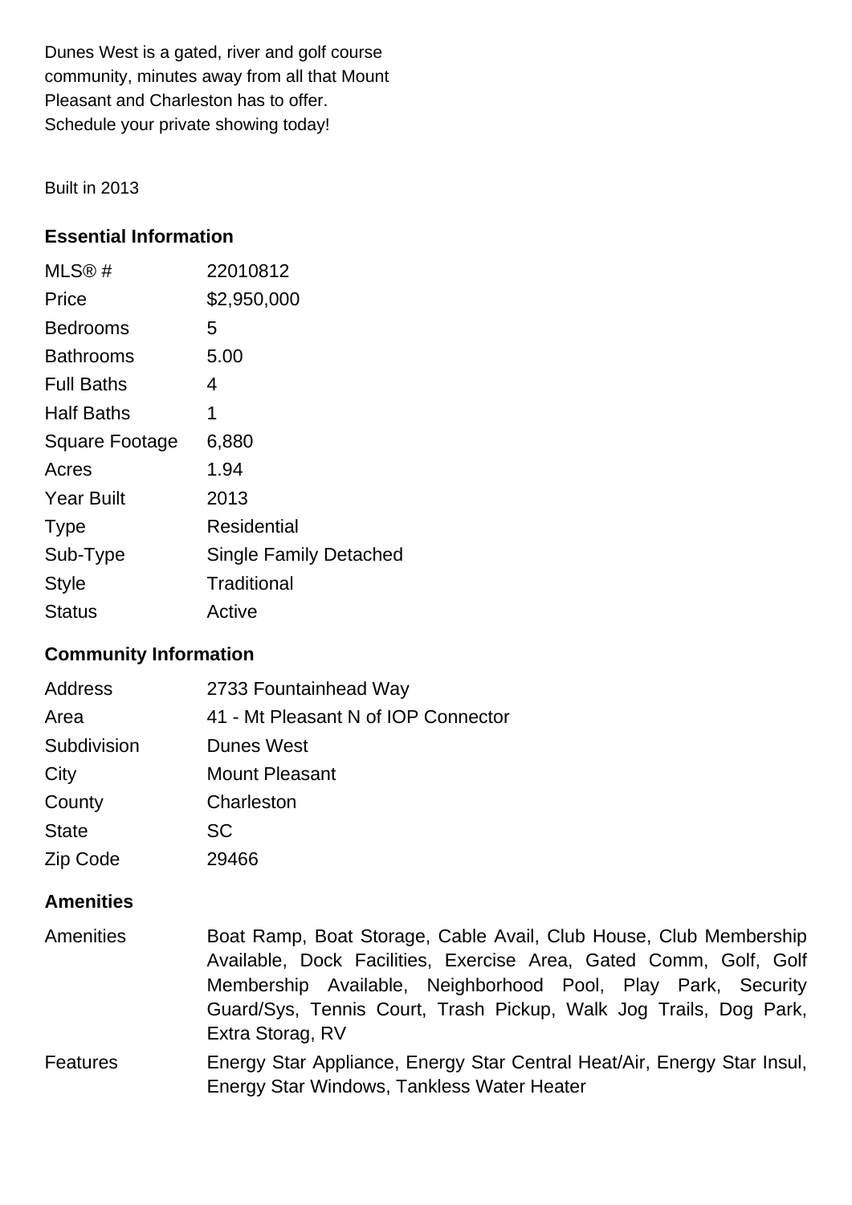Dunes West is a gated, river and golf course community, minutes away from all that Mount Pleasant and Charleston has to offer. Schedule your private showing today!

Built in 2013

## Essential Information

| | |
|---|---|
| MLS® # | 22010812 |
| Price | $2,950,000 |
| Bedrooms | 5 |
| Bathrooms | 5.00 |
| Full Baths | 4 |
| Half Baths | 1 |
| Square Footage | 6,880 |
| Acres | 1.94 |
| Year Built | 2013 |
| Type | Residential |
| Sub-Type | Single Family Detached |
| Style | Traditional |
| Status | Active |

## Community Information

| | |
|---|---|
| Address | 2733 Fountainhead Way |
| Area | 41 - Mt Pleasant N of IOP Connector |
| Subdivision | Dunes West |
| City | Mount Pleasant |
| County | Charleston |
| State | SC |
| Zip Code | 29466 |

## Amenities

| | |
|---|---|
| Amenities | Boat Ramp, Boat Storage, Cable Avail, Club House, Club Membership Available, Dock Facilities, Exercise Area, Gated Comm, Golf, Golf Membership Available, Neighborhood Pool, Play Park, Security Guard/Sys, Tennis Court, Trash Pickup, Walk Jog Trails, Dog Park, Extra Storag, RV |
| Features | Energy Star Appliance, Energy Star Central Heat/Air, Energy Star Insul, Energy Star Windows, Tankless Water Heater |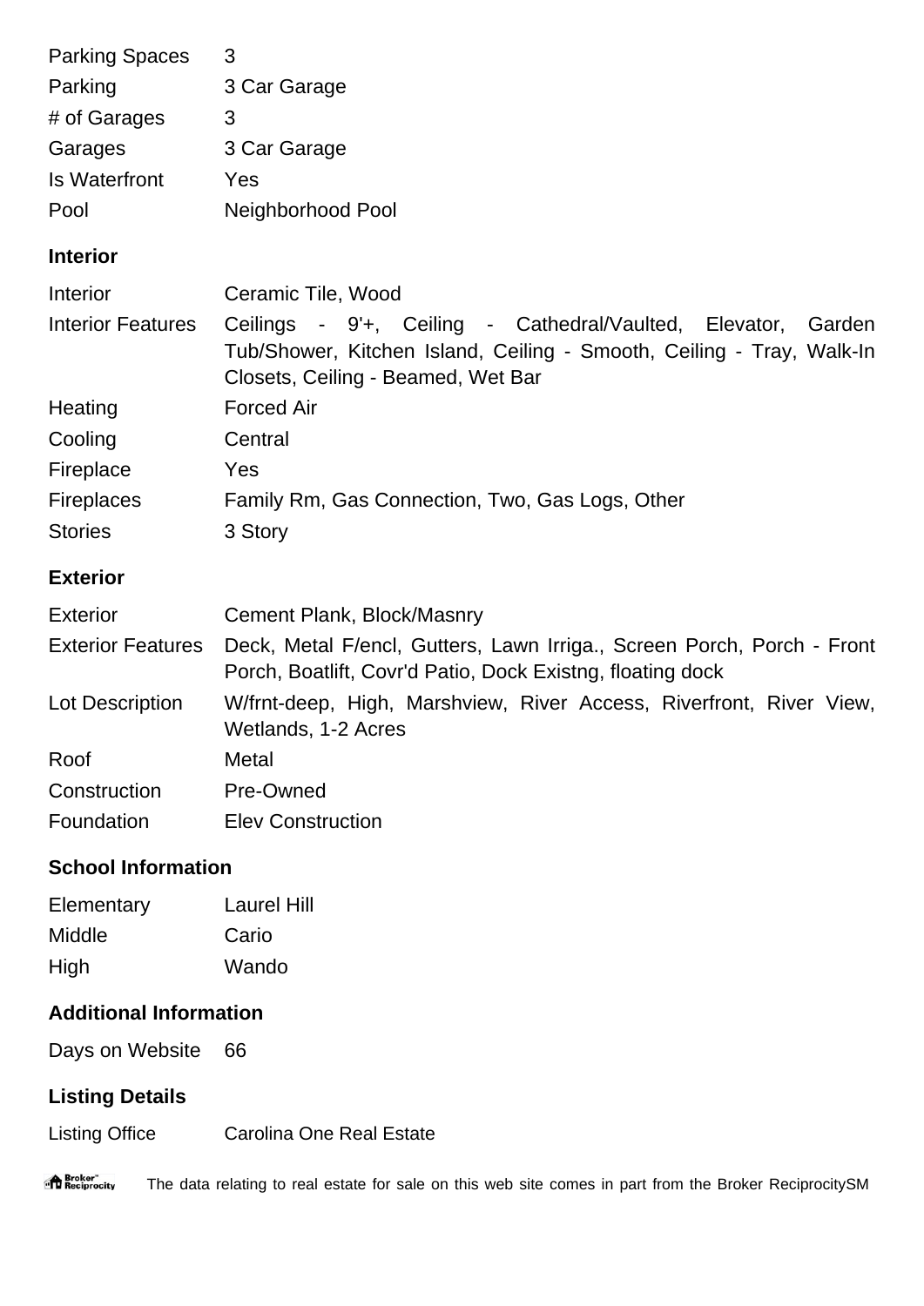| | |
|---|---|
| Parking Spaces | 3 |
| Parking | 3 Car Garage |
| # of Garages | 3 |
| Garages | 3 Car Garage |
| Is Waterfront | Yes |
| Pool | Neighborhood Pool |

## Interior

| | |
|---|---|
| Interior | Ceramic Tile, Wood |
| Interior Features | Ceilings - 9'+, Ceiling - Cathedral/Vaulted, Elevator, Garden Tub/Shower, Kitchen Island, Ceiling - Smooth, Ceiling - Tray, Walk-In Closets, Ceiling - Beamed, Wet Bar |
| Heating | Forced Air |
| Cooling | Central |
| Fireplace | Yes |
| Fireplaces | Family Rm, Gas Connection, Two, Gas Logs, Other |
| Stories | 3 Story |

## Exterior

| | |
|---|---|
| Exterior | Cement Plank, Block/Masnry |
| Exterior Features | Deck, Metal F/encl, Gutters, Lawn Irriga., Screen Porch, Porch - Front Porch, Boatlift, Covr'd Patio, Dock Existng, floating dock |
| Lot Description | W/frnt-deep, High, Marshview, River Access, Riverfront, River View, Wetlands, 1-2 Acres |
| Roof | Metal |
| Construction | Pre-Owned |
| Foundation | Elev Construction |

## School Information

| | |
|---|---|
| Elementary | Laurel Hill |
| Middle | Cario |
| High | Wando |

## Additional Information

| | |
|---|---|
| Days on Website | 66 |

## Listing Details

| | |
|---|---|
| Listing Office | Carolina One Real Estate |

The data relating to real estate for sale on this web site comes in part from the Broker ReciprocitySM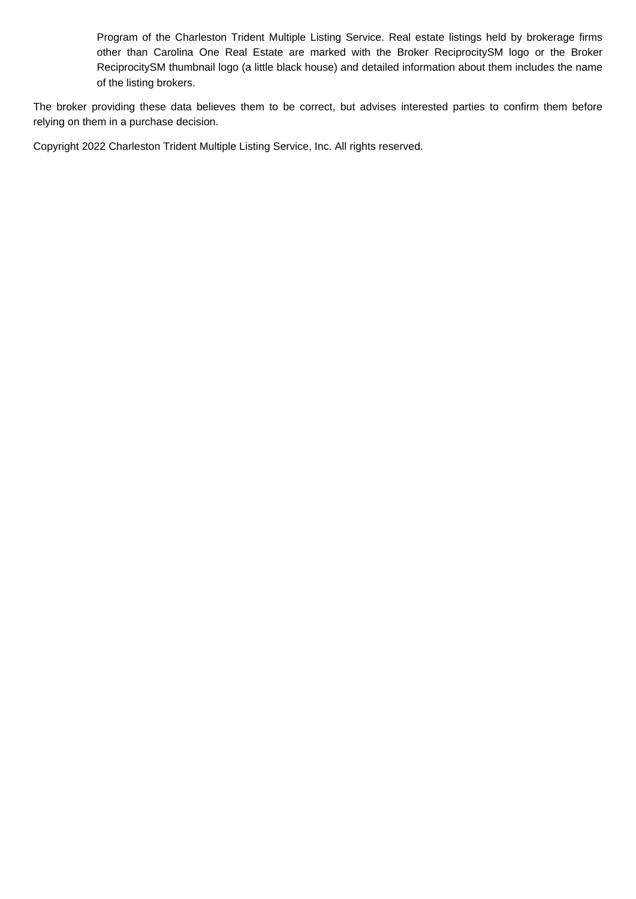Program of the Charleston Trident Multiple Listing Service. Real estate listings held by brokerage firms other than Carolina One Real Estate are marked with the Broker ReciprocitySM logo or the Broker ReciprocitySM thumbnail logo (a little black house) and detailed information about them includes the name of the listing brokers.

The broker providing these data believes them to be correct, but advises interested parties to confirm them before relying on them in a purchase decision.

Copyright 2022 Charleston Trident Multiple Listing Service, Inc. All rights reserved.